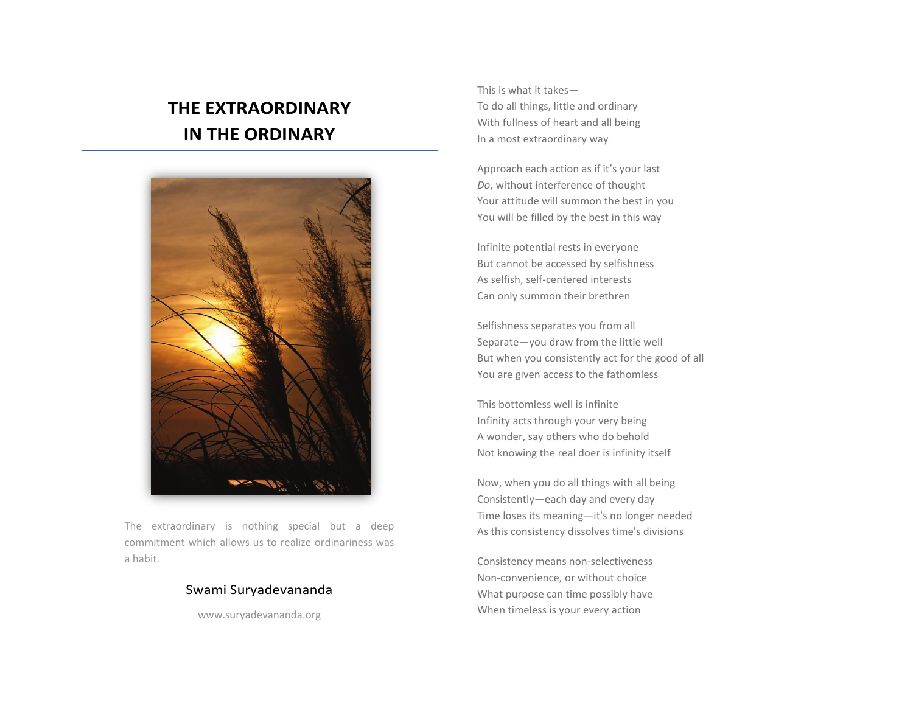# THE EXTRAORDINARY IN THE ORDINARY

The extraordinary is nothing special but a deep commitment which allows us to realize ordinariness was a habit.

Swami Suryadevananda

www.suryadevananda.org

This is what it takes—  
To do all things, little and ordinary  
With fullness of heart and all being  
In a most extraordinary way

Approach each action as if it's your last  
*Do*, without interference of thought  
Your attitude will summon the best in you  
You will be filled by the best in this way

Infinite potential rests in everyone  
But cannot be accessed by selfishness  
As selfish, self-centered interests  
Can only summon their brethren

Selfishness separates you from all  
Separate—you draw from the little well  
But when you consistently act for the good of all  
You are given access to the fathomless

This bottomless well is infinite  
Infinity acts through your very being  
A wonder, say others who do behold  
Not knowing the real doer is infinity itself

Now, when you do all things with all being  
Consistently—each day and every day  
Time loses its meaning—it's no longer needed  
As this consistency dissolves time's divisions

Consistency means non-selectiveness  
Non-convenience, or without choice  
What purpose can time possibly have  
When timeless is your every action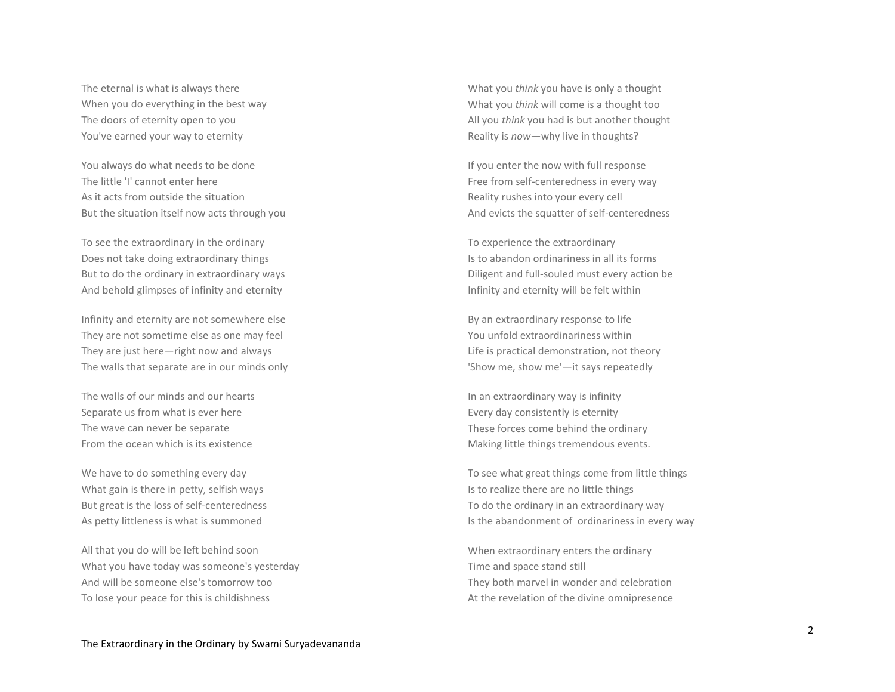The eternal is what is always there
When you do everything in the best way
The doors of eternity open to you
You've earned your way to eternity

You always do what needs to be done
The little 'I' cannot enter here
As it acts from outside the situation
But the situation itself now acts through you

To see the extraordinary in the ordinary
Does not take doing extraordinary things
But to do the ordinary in extraordinary ways
And behold glimpses of infinity and eternity

Infinity and eternity are not somewhere else
They are not sometime else as one may feel
They are just here—right now and always
The walls that separate are in our minds only

The walls of our minds and our hearts
Separate us from what is ever here
The wave can never be separate
From the ocean which is its existence

We have to do something every day
What gain is there in petty, selfish ways
But great is the loss of self-centeredness
As petty littleness is what is summoned

All that you do will be left behind soon
What you have today was someone's yesterday
And will be someone else's tomorrow too
To lose your peace for this is childishness

What you *think* you have is only a thought
What you *think* will come is a thought too
All you *think* you had is but another thought
Reality is *now*—why live in thoughts?

If you enter the now with full response
Free from self-centeredness in every way
Reality rushes into your every cell
And evicts the squatter of self-centeredness

To experience the extraordinary
Is to abandon ordinariness in all its forms
Diligent and full-souled must every action be
Infinity and eternity will be felt within

By an extraordinary response to life
You unfold extraordinariness within
Life is practical demonstration, not theory
'Show me, show me'—it says repeatedly

In an extraordinary way is infinity
Every day consistently is eternity
These forces come behind the ordinary
Making little things tremendous events.

To see what great things come from little things
Is to realize there are no little things
To do the ordinary in an extraordinary way
Is the abandonment of  ordinariness in every way

When extraordinary enters the ordinary
Time and space stand still
They both marvel in wonder and celebration
At the revelation of the divine omnipresence